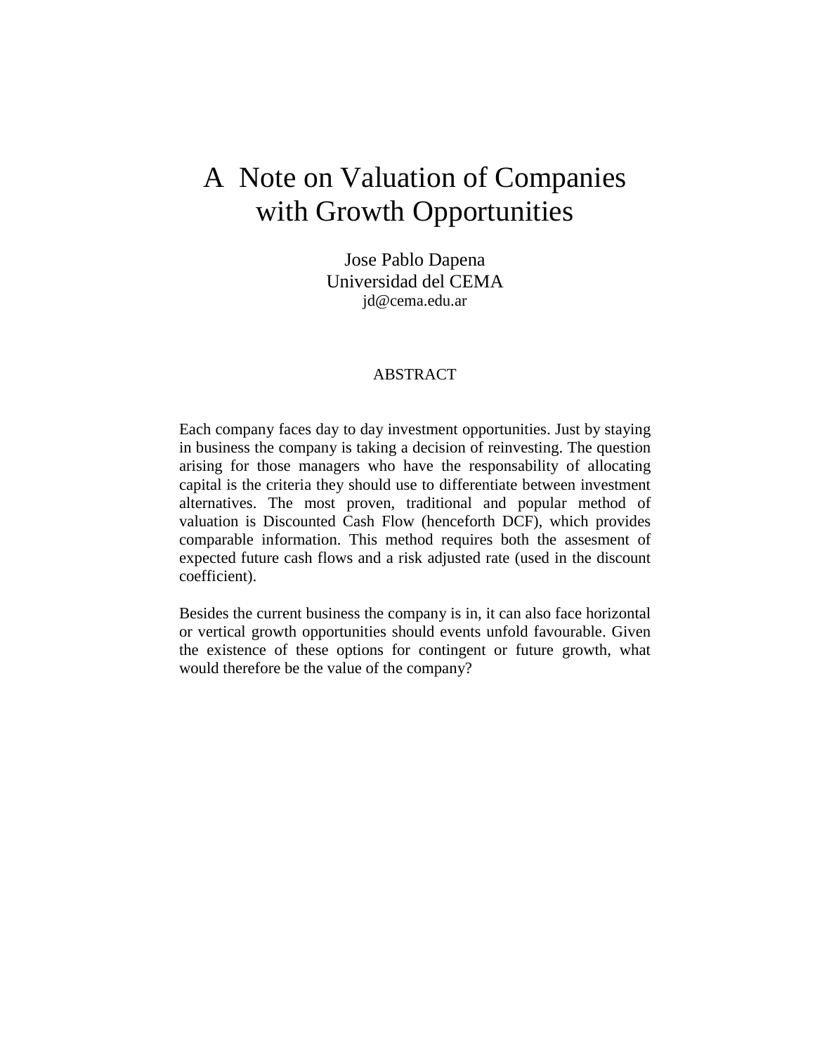# A Note on Valuation of Companies with Growth Opportunities

Jose Pablo Dapena
Universidad del CEMA
jd@cema.edu.ar

## ABSTRACT

Each company faces day to day investment opportunities. Just by staying in business the company is taking a decision of reinvesting. The question arising for those managers who have the responsability of allocating capital is the criteria they should use to differentiate between investment alternatives. The most proven, traditional and popular method of valuation is Discounted Cash Flow (henceforth DCF), which provides comparable information. This method requires both the assesment of expected future cash flows and a risk adjusted rate (used in the discount coefficient).

Besides the current business the company is in, it can also face horizontal or vertical growth opportunities should events unfold favourable. Given the existence of these options for contingent or future growth, what would therefore be the value of the company?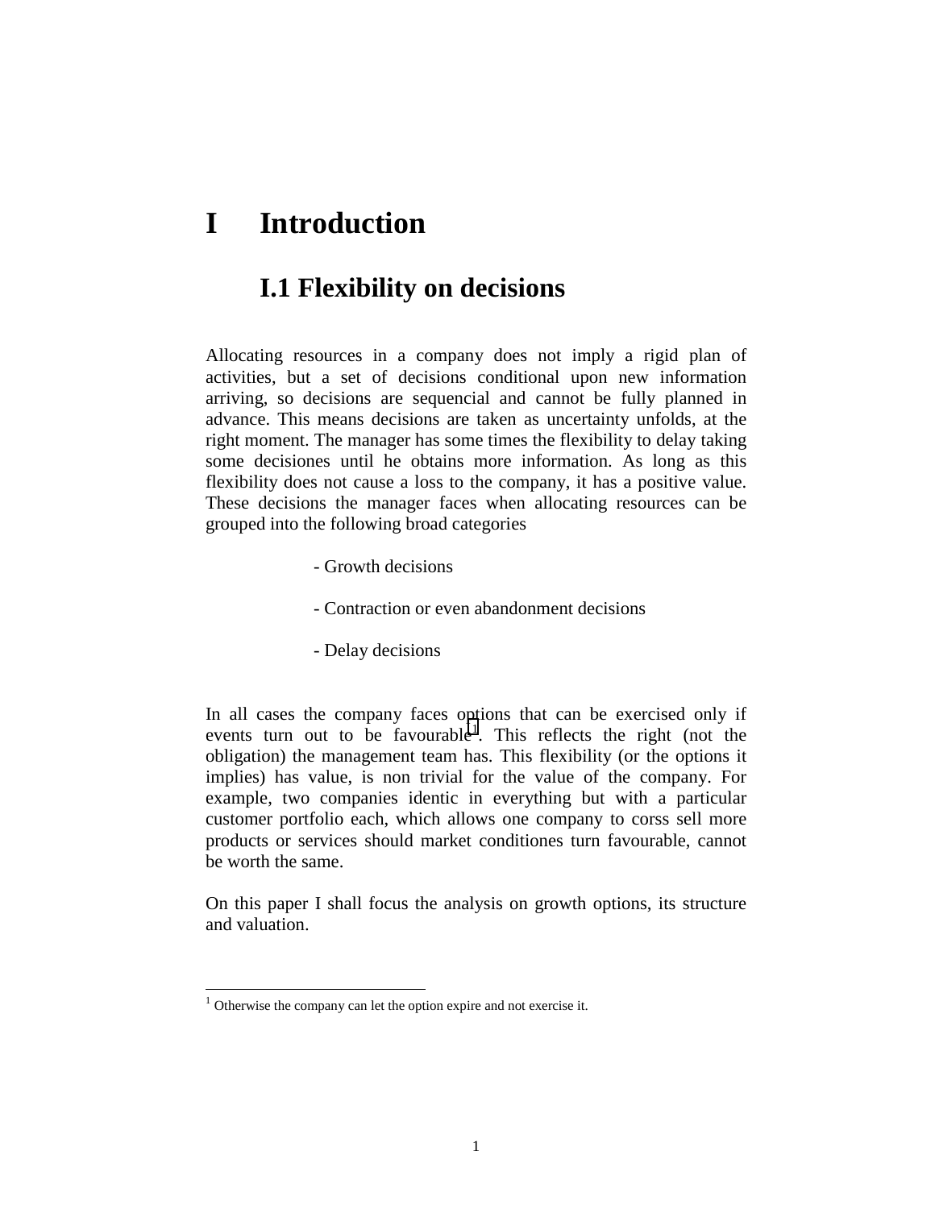# I Introduction

## I.1 Flexibility on decisions

Allocating resources in a company does not imply a rigid plan of activities, but a set of decisions conditional upon new information arriving, so decisions are sequencial and cannot be fully planned in advance. This means decisions are taken as uncertainty unfolds, at the right moment. The manager has some times the flexibility to delay taking some decisiones until he obtains more information. As long as this flexibility does not cause a loss to the company, it has a positive value. These decisions the manager faces when allocating resources can be grouped into the following broad categories

- Growth decisions
- Contraction or even abandonment decisions
- Delay decisions

In all cases the company faces options that can be exercised only if events turn out to be favourable[1]. This reflects the right (not the obligation) the management team has. This flexibility (or the options it implies) has value, is non trivial for the value of the company. For example, two companies identic in everything but with a particular customer portfolio each, which allows one company to corss sell more products or services should market conditiones turn favourable, cannot be worth the same.

On this paper I shall focus the analysis on growth options, its structure and valuation.

[1] Otherwise the company can let the option expire and not exercise it.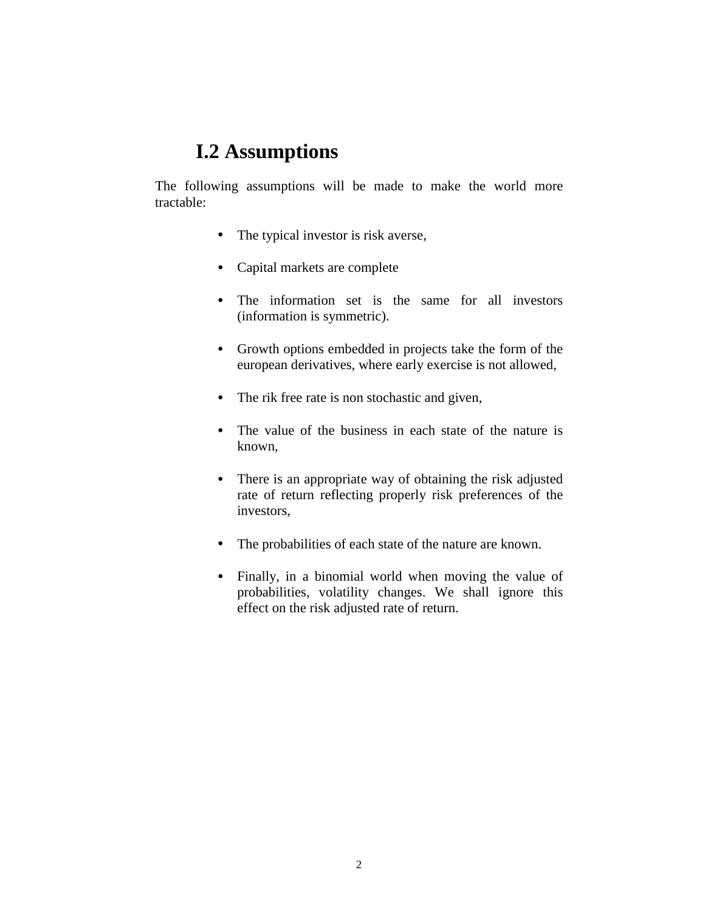## I.2 Assumptions

The following assumptions will be made to make the world more tractable:

- The typical investor is risk averse,
- Capital markets are complete
- The information set is the same for all investors (information is symmetric).
- Growth options embedded in projects take the form of the european derivatives, where early exercise is not allowed,
- The rik free rate is non stochastic and given,
- The value of the business in each state of the nature is known,
- There is an appropriate way of obtaining the risk adjusted rate of return reflecting properly risk preferences of the investors,
- The probabilities of each state of the nature are known.
- Finally, in a binomial world when moving the value of probabilities, volatility changes. We shall ignore this effect on the risk adjusted rate of return.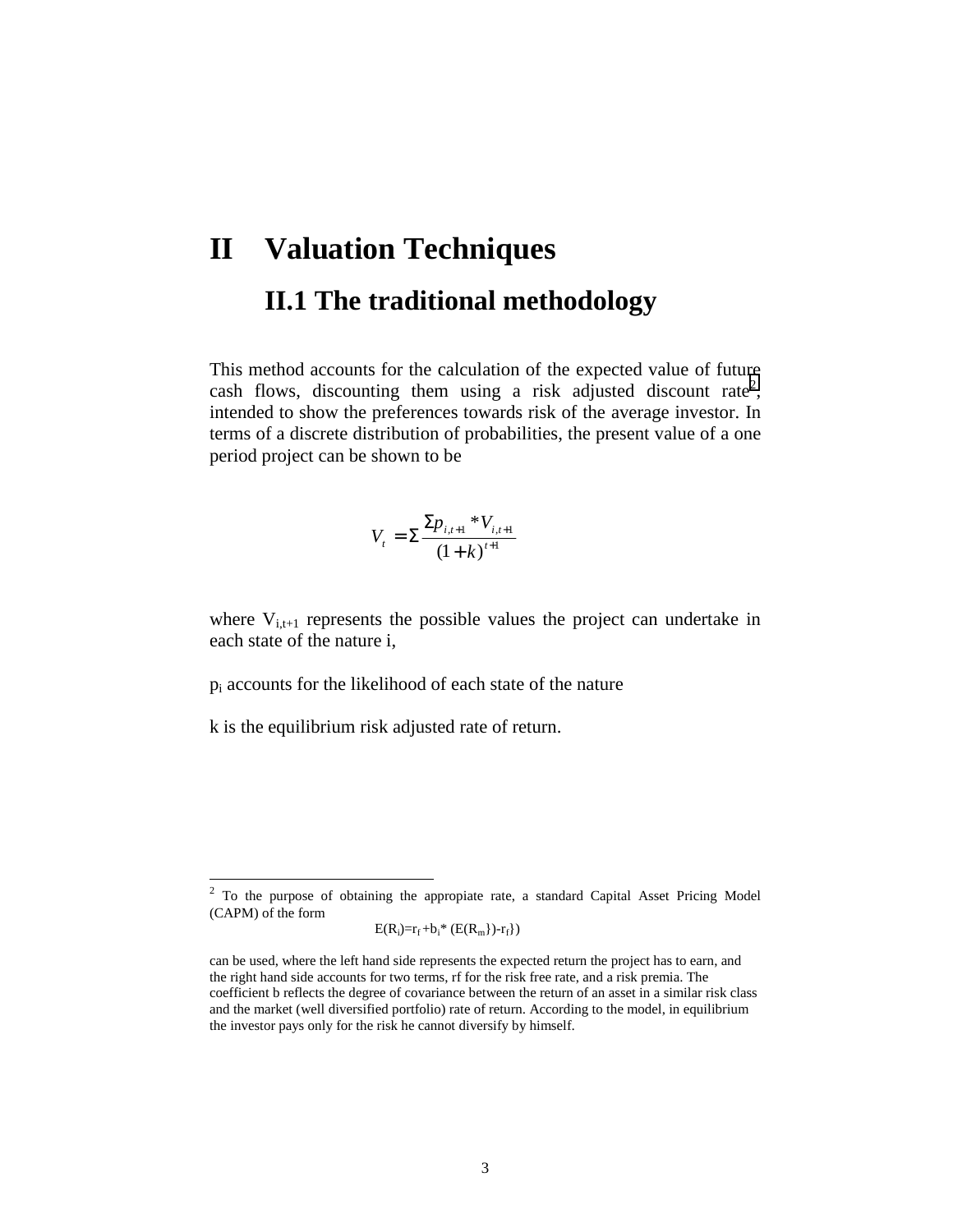# II Valuation Techniques

## II.1 The traditional methodology

This method accounts for the calculation of the expected value of future cash flows, discounting them using a risk adjusted discount rate[2], intended to show the preferences towards risk of the average investor. In terms of a discrete distribution of probabilities, the present value of a one period project can be shown to be

$$V_t = \Sigma \frac{\Sigma p_{i,t+1} * V_{i,t+1}}{(1+k)^{t+1}}$$

where $V_{i,t+1}$ represents the possible values the project can undertake in each state of the nature i,

$p_i$ accounts for the likelihood of each state of the nature

k is the equilibrium risk adjusted rate of return.

---

[2] To the purpose of obtaining the appropiate rate, a standard Capital Asset Pricing Model (CAPM) of the form

$$E(R_i)=r_f + b_i * (E(R_m\})-r_f\})$$

can be used, where the left hand side represents the expected return the project has to earn, and the right hand side accounts for two terms, rf for the risk free rate, and a risk premia. The coefficient b reflects the degree of covariance between the return of an asset in a similar risk class and the market (well diversified portfolio) rate of return. According to the model, in equilibrium the investor pays only for the risk he cannot diversify by himself.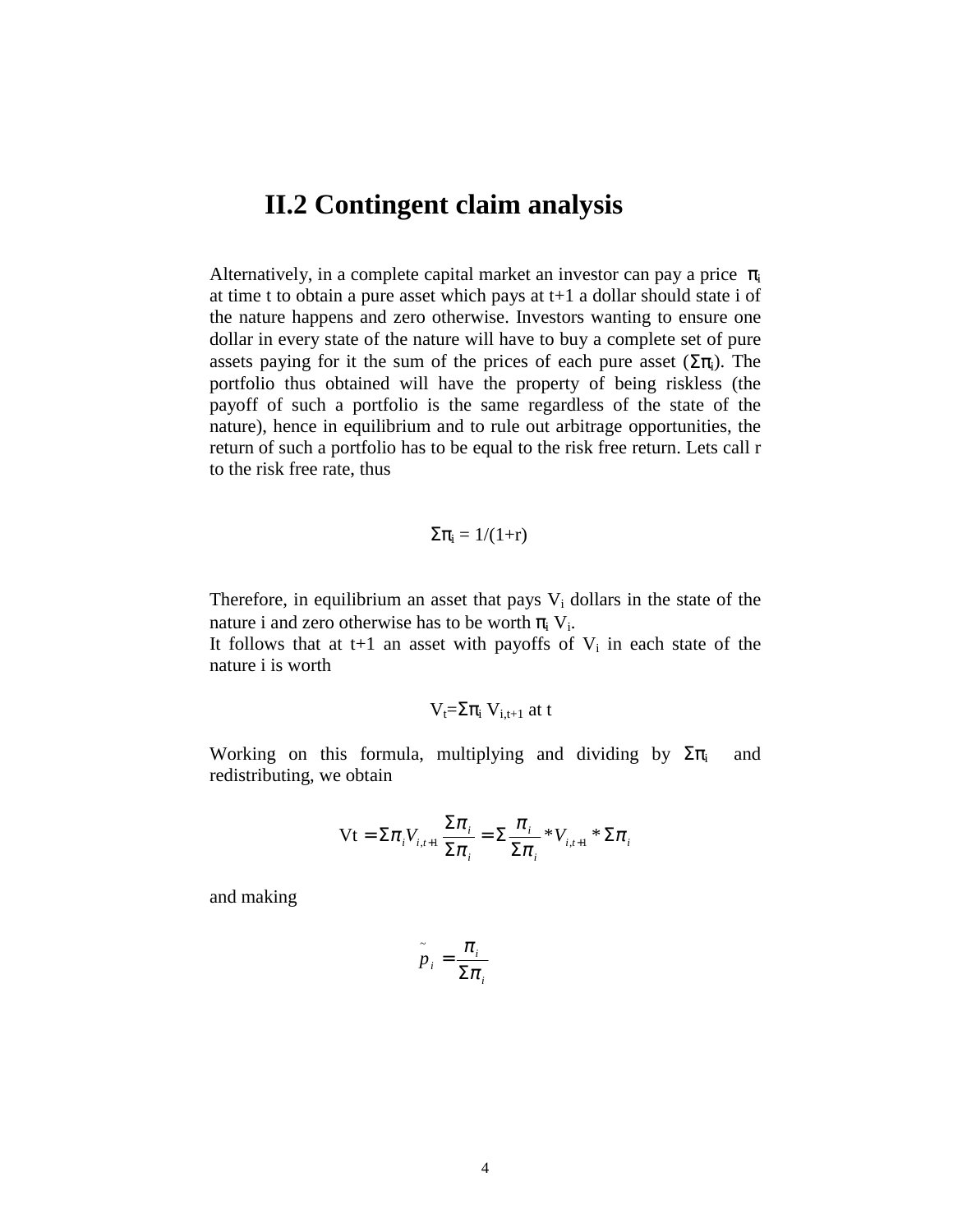## II.2 Contingent claim analysis

Alternatively, in a complete capital market an investor can pay a price $\pi_i$ at time t to obtain a pure asset which pays at t+1 a dollar should state i of the nature happens and zero otherwise. Investors wanting to ensure one dollar in every state of the nature will have to buy a complete set of pure assets paying for it the sum of the prices of each pure asset ($\Sigma\pi_i$). The portfolio thus obtained will have the property of being riskless (the payoff of such a portfolio is the same regardless of the state of the nature), hence in equilibrium and to rule out arbitrage opportunities, the return of such a portfolio has to be equal to the risk free return. Lets call r to the risk free rate, thus

$$\Sigma\pi_i = 1/(1+r)$$

Therefore, in equilibrium an asset that pays $V_i$ dollars in the state of the nature i and zero otherwise has to be worth $\pi_i V_i$.
It follows that at t+1 an asset with payoffs of $V_i$ in each state of the nature i is worth

$$V_t = \Sigma\pi_i V_{i,t+1} \text{ at t}$$

Working on this formula, multiplying and dividing by $\Sigma\pi_i$ and redistributing, we obtain

$$\text{Vt} = \Sigma\pi_i V_{i,t+1} \frac{\Sigma\pi_i}{\Sigma\pi_i} = \Sigma \frac{\pi_i}{\Sigma\pi_i} * V_{i,t+1} * \Sigma\pi_i$$

and making

$$\tilde{p}_i = \frac{\pi_i}{\Sigma\pi_i}$$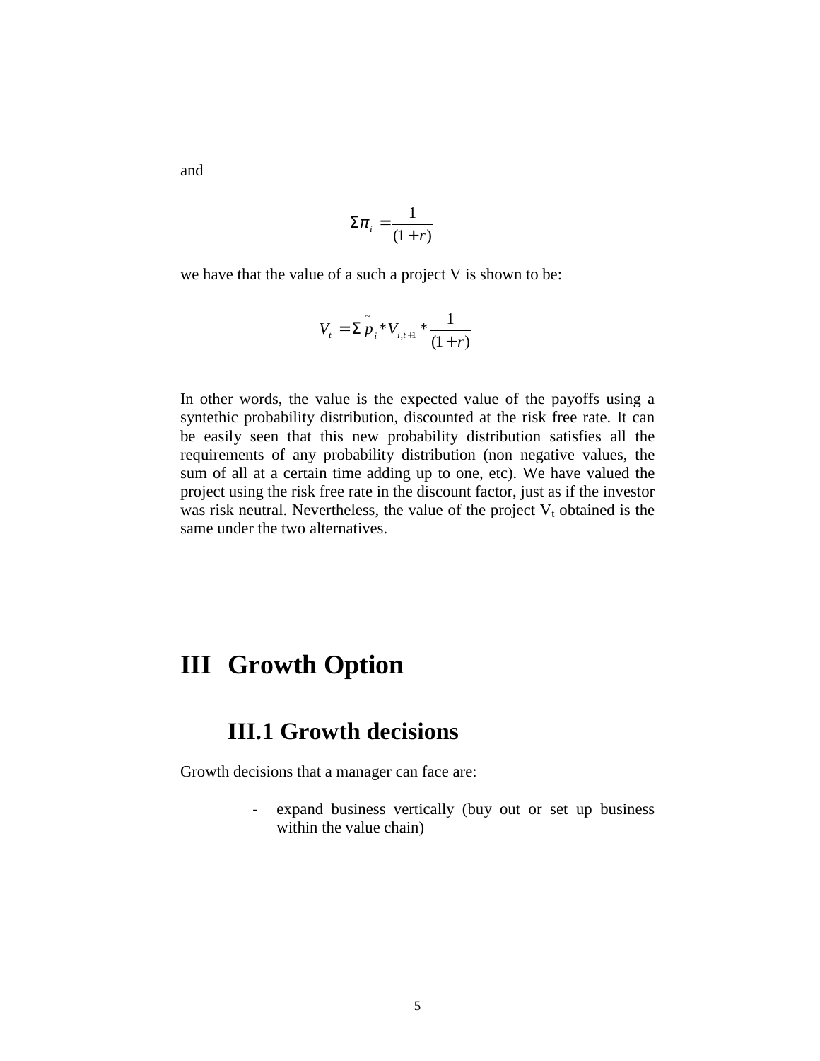and

$$\Sigma\pi_i = \frac{1}{(1+r)}$$

we have that the value of a such a project V is shown to be:

$$V_t = \Sigma \tilde{p}_i * V_{i,t+1} * \frac{1}{(1+r)}$$

In other words, the value is the expected value of the payoffs using a syntethic probability distribution, discounted at the risk free rate. It can be easily seen that this new probability distribution satisfies all the requirements of any probability distribution (non negative values, the sum of all at a certain time adding up to one, etc). We have valued the project using the risk free rate in the discount factor, just as if the investor was risk neutral. Nevertheless, the value of the project $V_t$ obtained is the same under the two alternatives.

# III Growth Option

## III.1 Growth decisions

Growth decisions that a manager can face are:

- expand business vertically (buy out or set up business within the value chain)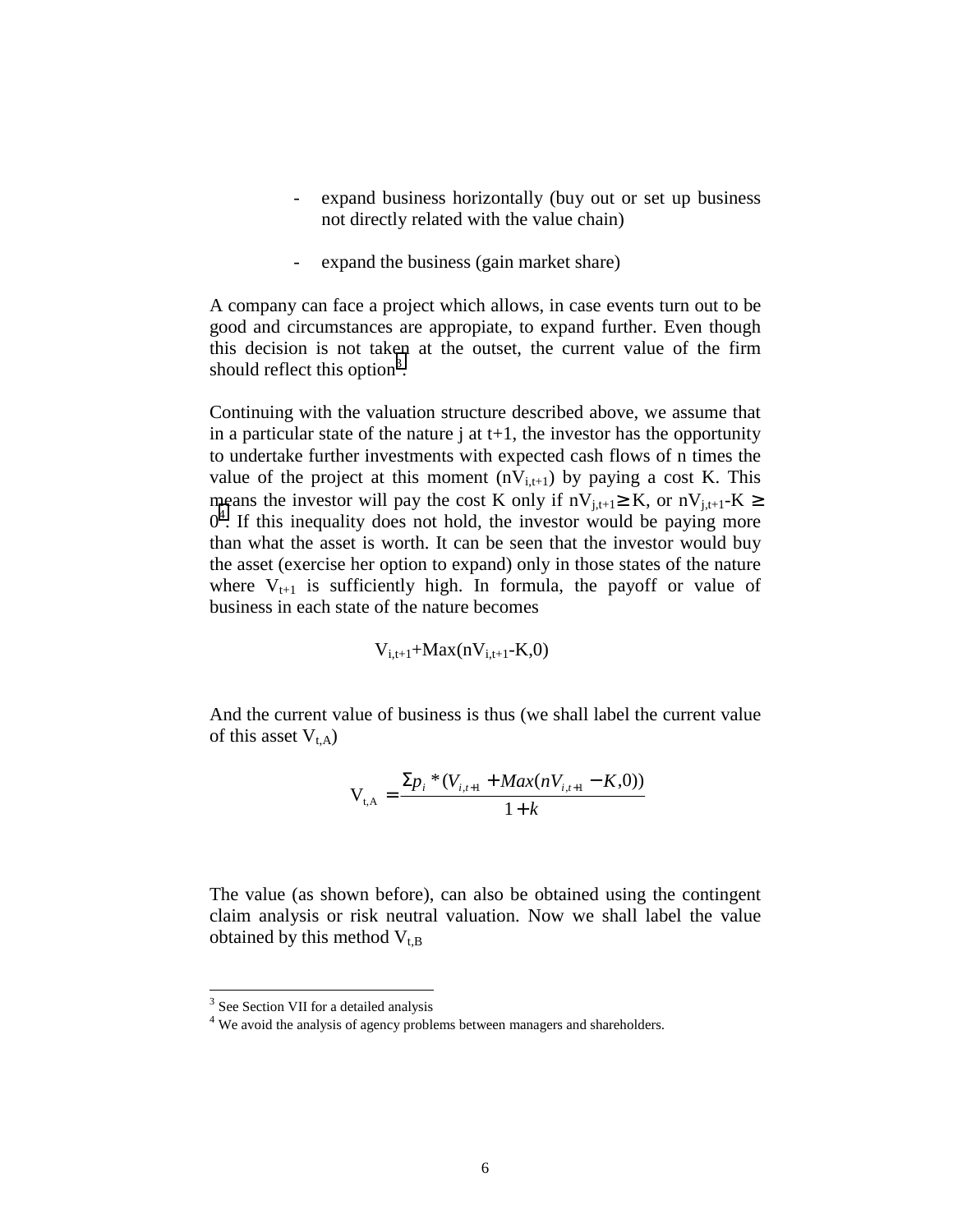- expand business horizontally (buy out or set up business not directly related with the value chain)

- expand the business (gain market share)

A company can face a project which allows, in case events turn out to be good and circumstances are appropiate, to expand further. Even though this decision is not taken at the outset, the current value of the firm should reflect this option[3].

Continuing with the valuation structure described above, we assume that in a particular state of the nature j at t+1, the investor has the opportunity to undertake further investments with expected cash flows of n times the value of the project at this moment ($nV_{i,t+1}$) by paying a cost K. This means the investor will pay the cost K only if $nV_{j,t+1} \geq K$, or $nV_{j,t+1} - K \geq 0$[4]. If this inequality does not hold, the investor would be paying more than what the asset is worth. It can be seen that the investor would buy the asset (exercise her option to expand) only in those states of the nature where $V_{t+1}$ is sufficiently high. In formula, the payoff or value of business in each state of the nature becomes

$$V_{i,t+1} + Max(nV_{i,t+1} - K, 0)$$

And the current value of business is thus (we shall label the current value of this asset $V_{t,A}$)

$$V_{t,A} = \frac{\Sigma p_i * (V_{i,t+1} + Max(nV_{i,t+1} - K, 0))}{1+k}$$

The value (as shown before), can also be obtained using the contingent claim analysis or risk neutral valuation. Now we shall label the value obtained by this method $V_{t,B}$

---

[3] See Section VII for a detailed analysis

[4] We avoid the analysis of agency problems between managers and shareholders.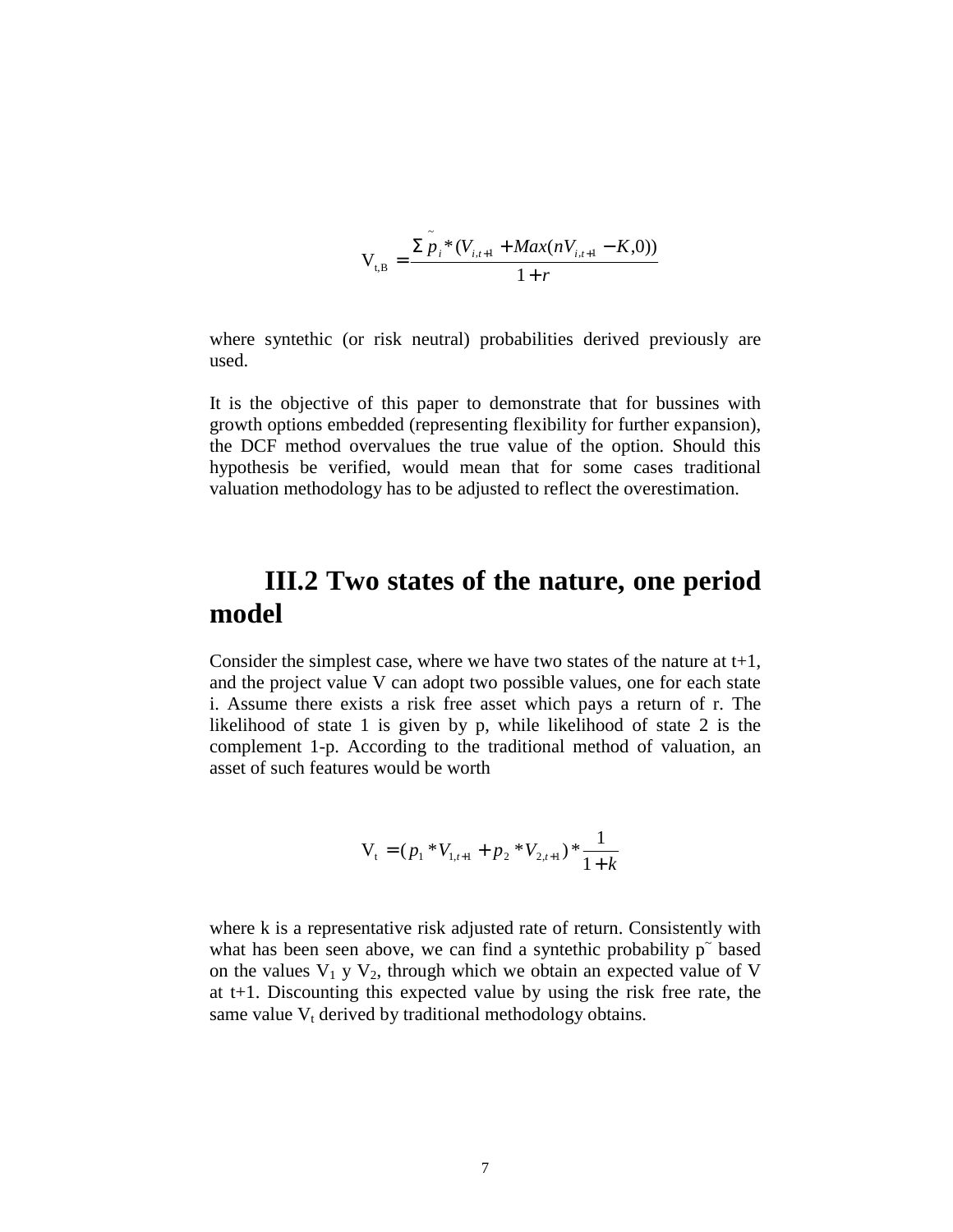$$\mathrm{V_{t,B}} = \frac{\Sigma \tilde{p}_i * (V_{i,t+1} + Max(nV_{i,t+1} - K, 0))}{1 + r}$$

where syntethic (or risk neutral) probabilities derived previously are used.

It is the objective of this paper to demonstrate that for bussines with growth options embedded (representing flexibility for further expansion), the DCF method overvalues the true value of the option. Should this hypothesis be verified, would mean that for some cases traditional valuation methodology has to be adjusted to reflect the overestimation.

## III.2 Two states of the nature, one period model

Consider the simplest case, where we have two states of the nature at t+1, and the project value V can adopt two possible values, one for each state i. Assume there exists a risk free asset which pays a return of r. The likelihood of state 1 is given by p, while likelihood of state 2 is the complement 1-p. According to the traditional method of valuation, an asset of such features would be worth

$$\mathrm{V_t} = (p_1 * V_{1,t+1} + p_2 * V_{2,t+1}) * \frac{1}{1 + k}$$

where k is a representative risk adjusted rate of return. Consistently with what has been seen above, we can find a syntethic probability $p^{\sim}$ based on the values $V_1$ y $V_2$, through which we obtain an expected value of V at t+1. Discounting this expected value by using the risk free rate, the same value $V_t$ derived by traditional methodology obtains.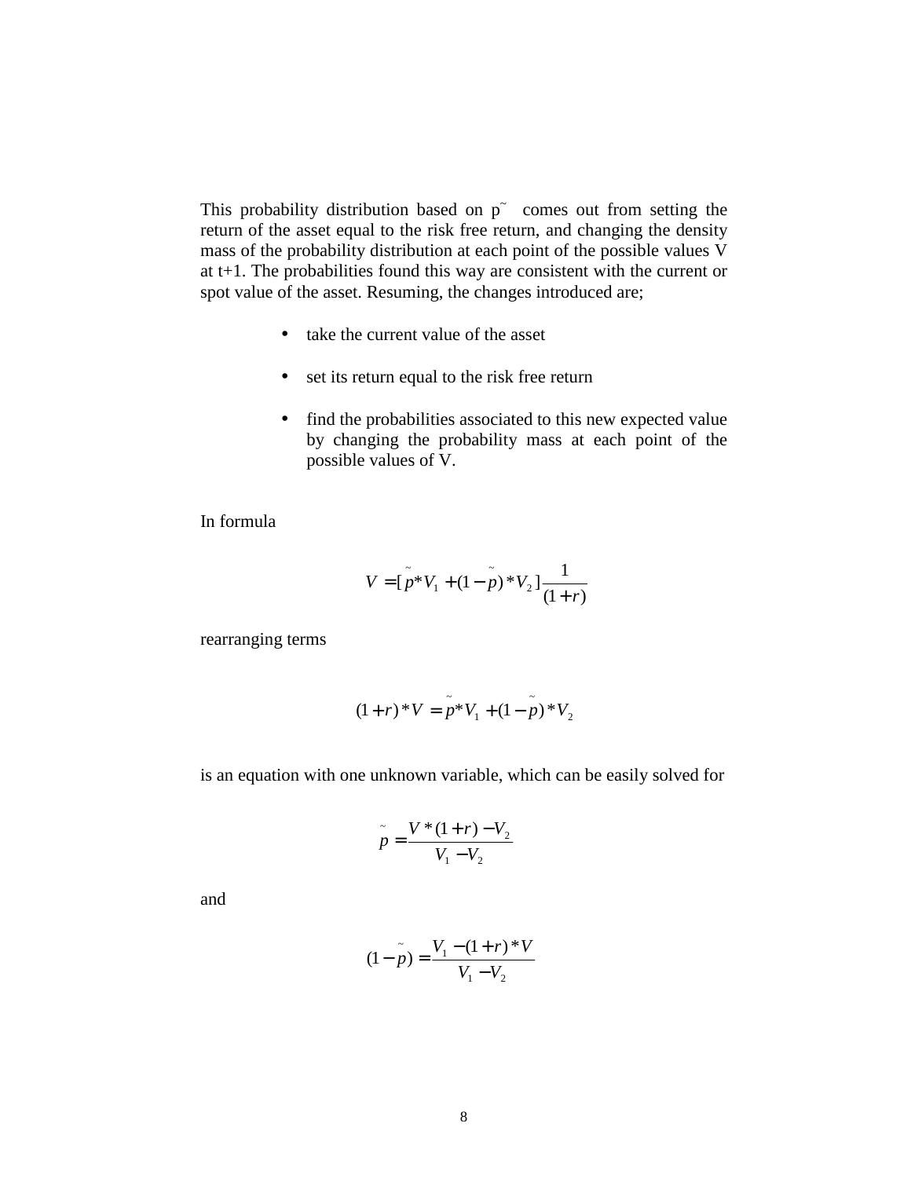This probability distribution based on $\tilde{p}$ comes out from setting the return of the asset equal to the risk free return, and changing the density mass of the probability distribution at each point of the possible values V at t+1. The probabilities found this way are consistent with the current or spot value of the asset. Resuming, the changes introduced are;

- take the current value of the asset
- set its return equal to the risk free return
- find the probabilities associated to this new expected value by changing the probability mass at each point of the possible values of V.

In formula

$$V = [\tilde{p} * V_1 + (1 - \tilde{p}) * V_2] \frac{1}{(1+r)}$$

rearranging terms

$$(1+r) * V = \tilde{p} * V_1 + (1 - \tilde{p}) * V_2$$

is an equation with one unknown variable, which can be easily solved for

$$\tilde{p} = \frac{V * (1+r) - V_2}{V_1 - V_2}$$

and

$$(1 - \tilde{p}) = \frac{V_1 - (1+r) * V}{V_1 - V_2}$$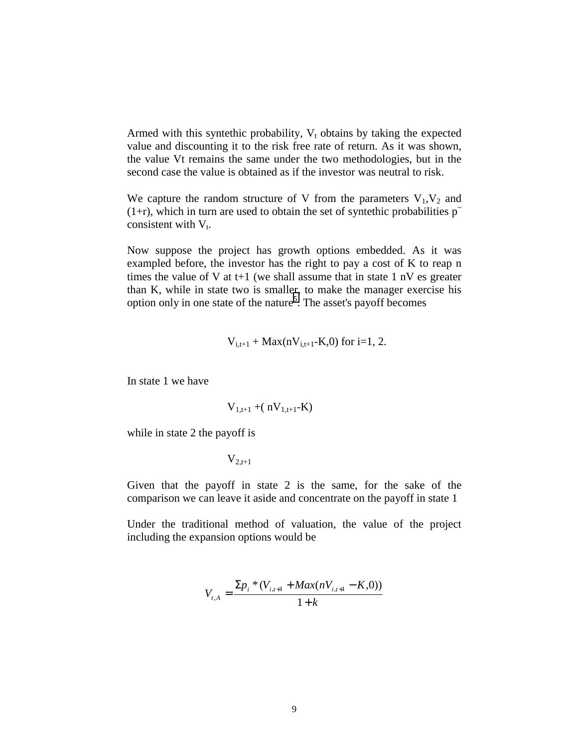Armed with this syntethic probability, $V_t$ obtains by taking the expected value and discounting it to the risk free rate of return. As it was shown, the value Vt remains the same under the two methodologies, but in the second case the value is obtained as if the investor was neutral to risk.

We capture the random structure of V from the parameters $V_1$,$V_2$ and (1+r), which in turn are used to obtain the set of syntethic probabilities $p^{\sim}$ consistent with $V_t$.

Now suppose the project has growth options embedded. As it was exampled before, the investor has the right to pay a cost of K to reap n times the value of V at t+1 (we shall assume that in state 1 nV es greater than K, while in state two is smaller, to make the manager exercise his option only in one state of the nature[5]. The asset's payoff becomes

$$V_{i,t+1} + \text{Max}(nV_{i,t+1}-K,0) \text{ for } i=1, 2.$$

In state 1 we have

$$V_{1,t+1} +( nV_{1,t+1}-K)$$

while in state 2 the payoff is

$$V_{2,t+1}$$

Given that the payoff in state 2 is the same, for the sake of the comparison we can leave it aside and concentrate on the payoff in state 1

Under the traditional method of valuation, the value of the project including the expansion options would be

$$V_{t,A} = \frac{\Sigma p_i * (V_{i,t+1} + Max(nV_{i,t+1} - K,0))}{1+k}$$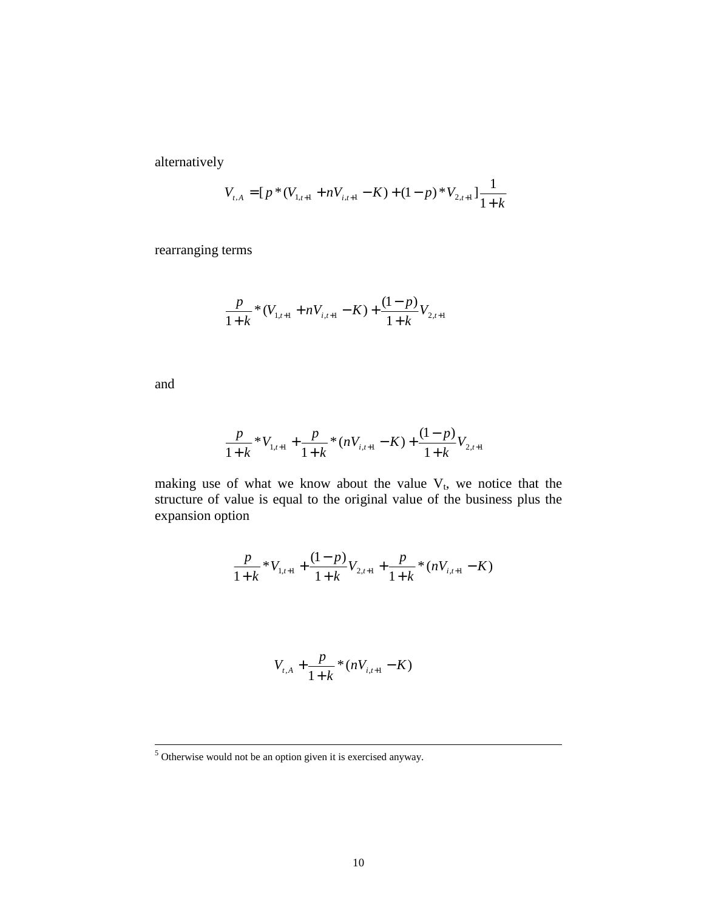alternatively

$$V_{t,A} = [p * (V_{1,t+1} + nV_{i,t+1} - K) + (1-p) * V_{2,t+1}]\frac{1}{1+k}$$

rearranging terms

$$\frac{p}{1+k} * (V_{1,t+1} + nV_{i,t+1} - K) + \frac{(1-p)}{1+k}V_{2,t+1}$$

and

$$\frac{p}{1+k} * V_{1,t+1} + \frac{p}{1+k} * (nV_{i,t+1} - K) + \frac{(1-p)}{1+k}V_{2,t+1}$$

making use of what we know about the value $V_t$, we notice that the structure of value is equal to the original value of the business plus the expansion option

$$\frac{p}{1+k} * V_{1,t+1} + \frac{(1-p)}{1+k}V_{2,t+1} + \frac{p}{1+k} * (nV_{i,t+1} - K)$$

$$V_{t,A} + \frac{p}{1+k} * (nV_{i,t+1} - K)$$

---

[5] Otherwise would not be an option given it is exercised anyway.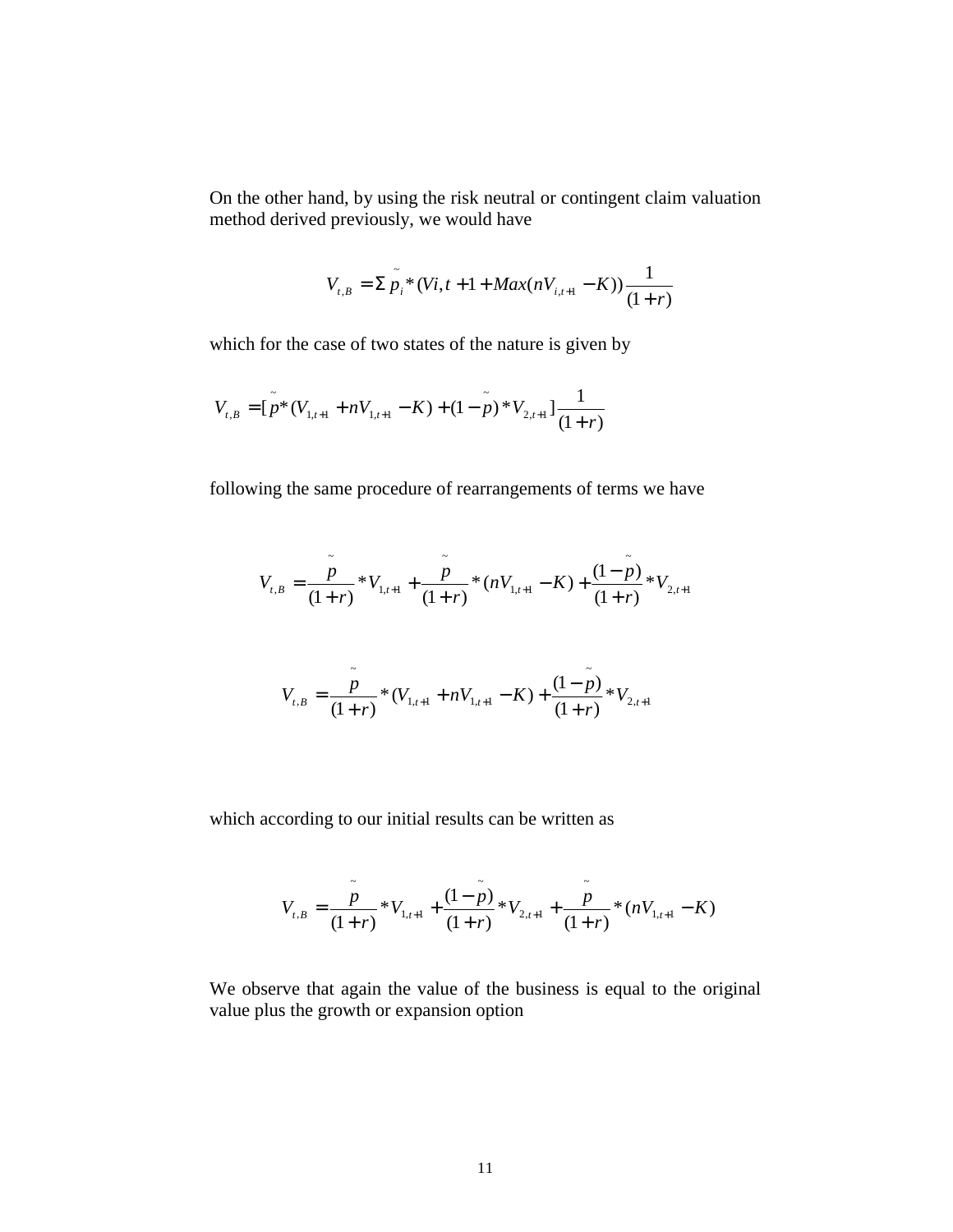On the other hand, by using the risk neutral or contingent claim valuation method derived previously, we would have

$$V_{t,B} = \Sigma \tilde{p}_i * (Vi, t+1 + Max(nV_{i,t+1} - K)) \frac{1}{(1+r)}$$

which for the case of two states of the nature is given by

$$V_{t,B} = [\tilde{p} * (V_{1,t+1} + nV_{1,t+1} - K) + (1-\tilde{p}) * V_{2,t+1}] \frac{1}{(1+r)}$$

following the same procedure of rearrangements of terms we have

$$V_{t,B} = \frac{\tilde{p}}{(1+r)} * V_{1,t+1} + \frac{\tilde{p}}{(1+r)} * (nV_{1,t+1} - K) + \frac{(1-\tilde{p})}{(1+r)} * V_{2,t+1}$$

$$V_{t,B} = \frac{\tilde{p}}{(1+r)} * (V_{1,t+1} + nV_{1,t+1} - K) + \frac{(1-\tilde{p})}{(1+r)} * V_{2,t+1}$$

which according to our initial results can be written as

$$V_{t,B} = \frac{\tilde{p}}{(1+r)} * V_{1,t+1} + \frac{(1-\tilde{p})}{(1+r)} * V_{2,t+1} + \frac{\tilde{p}}{(1+r)} * (nV_{1,t+1} - K)$$

We observe that again the value of the business is equal to the original value plus the growth or expansion option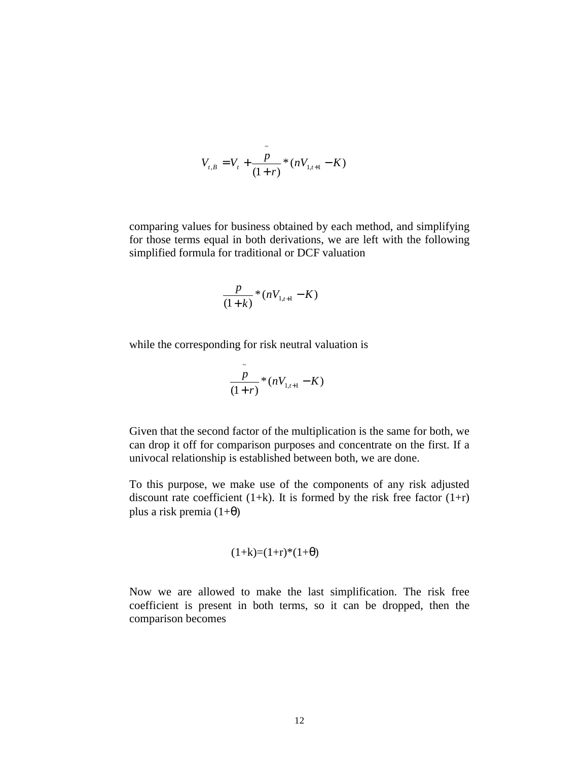$$V_{t,B} = V_t + \frac{\tilde{p}}{(1+r)} * (nV_{1,t+1} - K)$$

comparing values for business obtained by each method, and simplifying for those terms equal in both derivations, we are left with the following simplified formula for traditional or DCF valuation

$$\frac{p}{(1+k)} * (nV_{1,t+1} - K)$$

while the corresponding for risk neutral valuation is

$$\frac{\tilde{p}}{(1+r)} * (nV_{1,t+1} - K)$$

Given that the second factor of the multiplication is the same for both, we can drop it off for comparison purposes and concentrate on the first. If a univocal relationship is established between both, we are done.

To this purpose, we make use of the components of any risk adjusted discount rate coefficient (1+k). It is formed by the risk free factor (1+r) plus a risk premia (1+$\theta$)

$$(1+k)=(1+r)*(1+\theta)$$

Now we are allowed to make the last simplification. The risk free coefficient is present in both terms, so it can be dropped, then the comparison becomes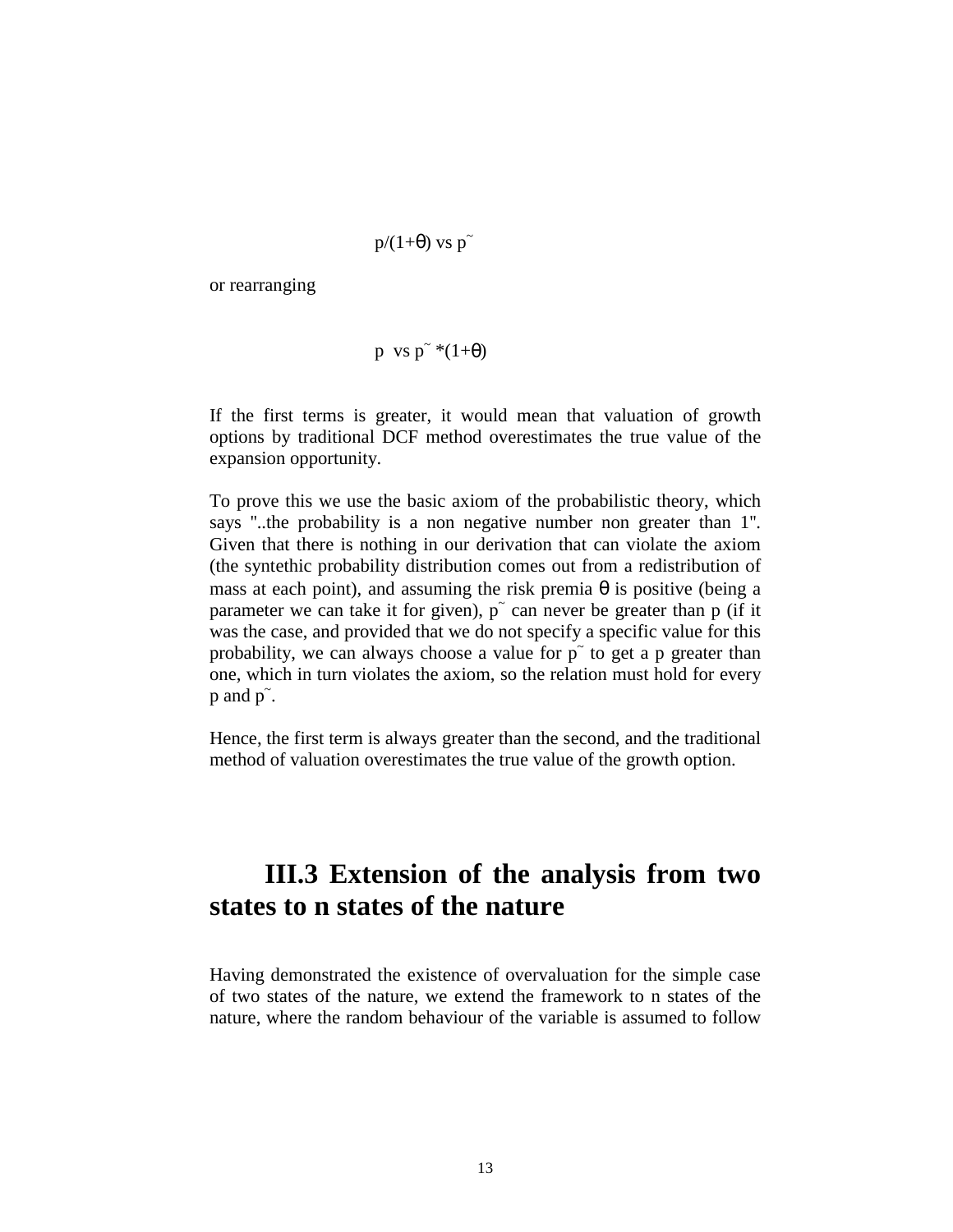$$p/(1+\theta) \text{ vs } p^{\sim}$$

or rearranging

$$p \text{ vs } p^{\sim} *(1+\theta)$$

If the first terms is greater, it would mean that valuation of growth options by traditional DCF method overestimates the true value of the expansion opportunity.

To prove this we use the basic axiom of the probabilistic theory, which says "..the probability is a non negative number non greater than 1". Given that there is nothing in our derivation that can violate the axiom (the syntethic probability distribution comes out from a redistribution of mass at each point), and assuming the risk premia $\theta$ is positive (being a parameter we can take it for given), $p^{\sim}$ can never be greater than p (if it was the case, and provided that we do not specify a specific value for this probability, we can always choose a value for $p^{\sim}$ to get a p greater than one, which in turn violates the axiom, so the relation must hold for every p and $p^{\sim}$.

Hence, the first term is always greater than the second, and the traditional method of valuation overestimates the true value of the growth option.

## III.3 Extension of the analysis from two states to n states of the nature

Having demonstrated the existence of overvaluation for the simple case of two states of the nature, we extend the framework to n states of the nature, where the random behaviour of the variable is assumed to follow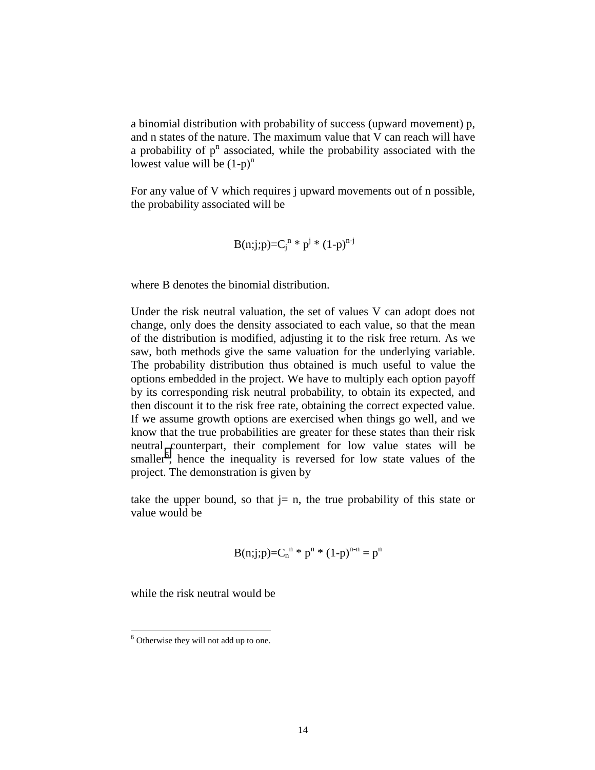a binomial distribution with probability of success (upward movement) p, and n states of the nature. The maximum value that V can reach will have a probability of $p^n$ associated, while the probability associated with the lowest value will be $(1-p)^n$

For any value of V which requires j upward movements out of n possible, the probability associated will be

$$B(n;j;p)=C_j^n * p^j * (1-p)^{n-j}$$

where B denotes the binomial distribution.

Under the risk neutral valuation, the set of values V can adopt does not change, only does the density associated to each value, so that the mean of the distribution is modified, adjusting it to the risk free return. As we saw, both methods give the same valuation for the underlying variable. The probability distribution thus obtained is much useful to value the options embedded in the project. We have to multiply each option payoff by its corresponding risk neutral probability, to obtain its expected, and then discount it to the risk free rate, obtaining the correct expected value. If we assume growth options are exercised when things go well, and we know that the true probabilities are greater for these states than their risk neutral counterpart, their complement for low value states will be smaller[6], hence the inequality is reversed for low state values of the project. The demonstration is given by

take the upper bound, so that j= n, the true probability of this state or value would be

$$B(n;j;p)=C_n^n * p^n * (1-p)^{n-n} = p^n$$

while the risk neutral would be

[6] Otherwise they will not add up to one.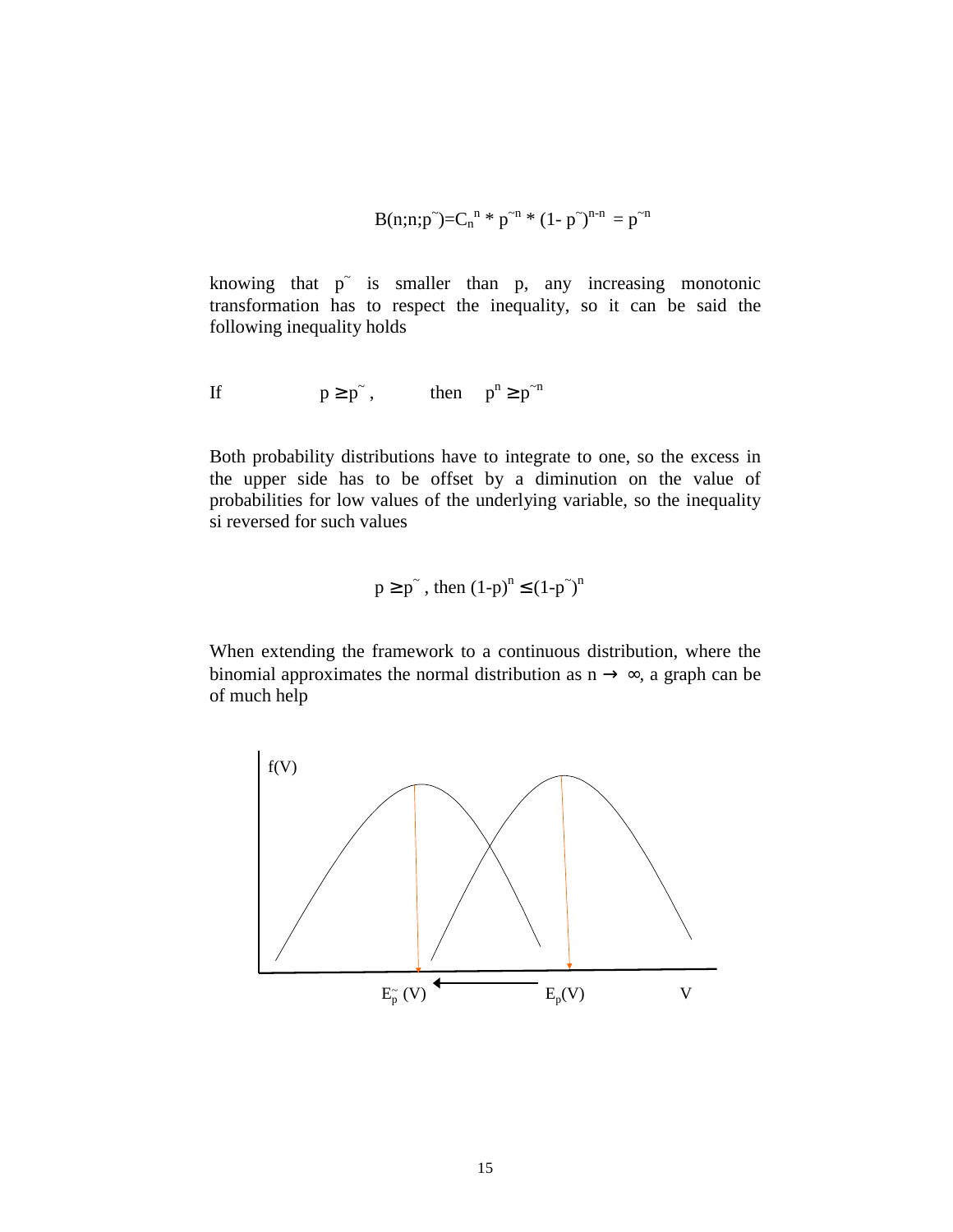$$B(n;n;p^{\sim})=C_n^{\ n} * p^{\sim n} * (1- p^{\sim})^{n-n} = p^{\sim n}$$

knowing that $p^{\sim}$ is smaller than p, any increasing monotonic transformation has to respect the inequality, so it can be said the following inequality holds

If $\quad p \geq p^{\sim}, \quad$ then $\quad p^n \geq p^{\sim n}$

Both probability distributions have to integrate to one, so the excess in the upper side has to be offset by a diminution on the value of probabilities for low values of the underlying variable, so the inequality si reversed for such values

$$p \geq p^{\sim}, \text{ then } (1\text{-}p)^n \leq (1\text{-}p^{\sim})^n$$

When extending the framework to a continuous distribution, where the binomial approximates the normal distribution as $n \rightarrow \infty$, a graph can be of much help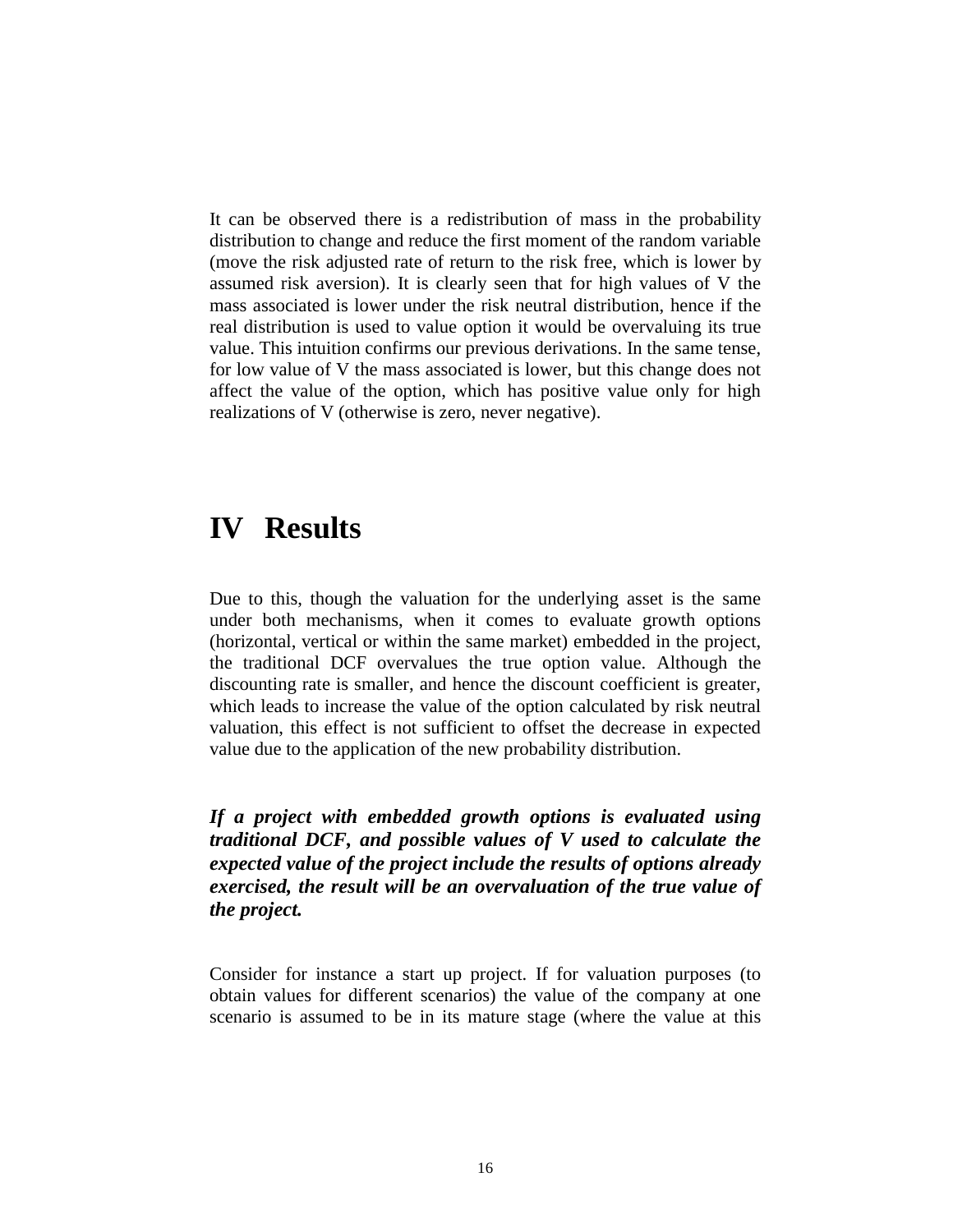It can be observed there is a redistribution of mass in the probability distribution to change and reduce the first moment of the random variable (move the risk adjusted rate of return to the risk free, which is lower by assumed risk aversion). It is clearly seen that for high values of V the mass associated is lower under the risk neutral distribution, hence if the real distribution is used to value option it would be overvaluing its true value. This intuition confirms our previous derivations. In the same tense, for low value of V the mass associated is lower, but this change does not affect the value of the option, which has positive value only for high realizations of V (otherwise is zero, never negative).

# IV Results

Due to this, though the valuation for the underlying asset is the same under both mechanisms, when it comes to evaluate growth options (horizontal, vertical or within the same market) embedded in the project, the traditional DCF overvalues the true option value. Although the discounting rate is smaller, and hence the discount coefficient is greater, which leads to increase the value of the option calculated by risk neutral valuation, this effect is not sufficient to offset the decrease in expected value due to the application of the new probability distribution.

***If a project with embedded growth options is evaluated using traditional DCF, and possible values of V used to calculate the expected value of the project include the results of options already exercised, the result will be an overvaluation of the true value of the project.***

Consider for instance a start up project. If for valuation purposes (to obtain values for different scenarios) the value of the company at one scenario is assumed to be in its mature stage (where the value at this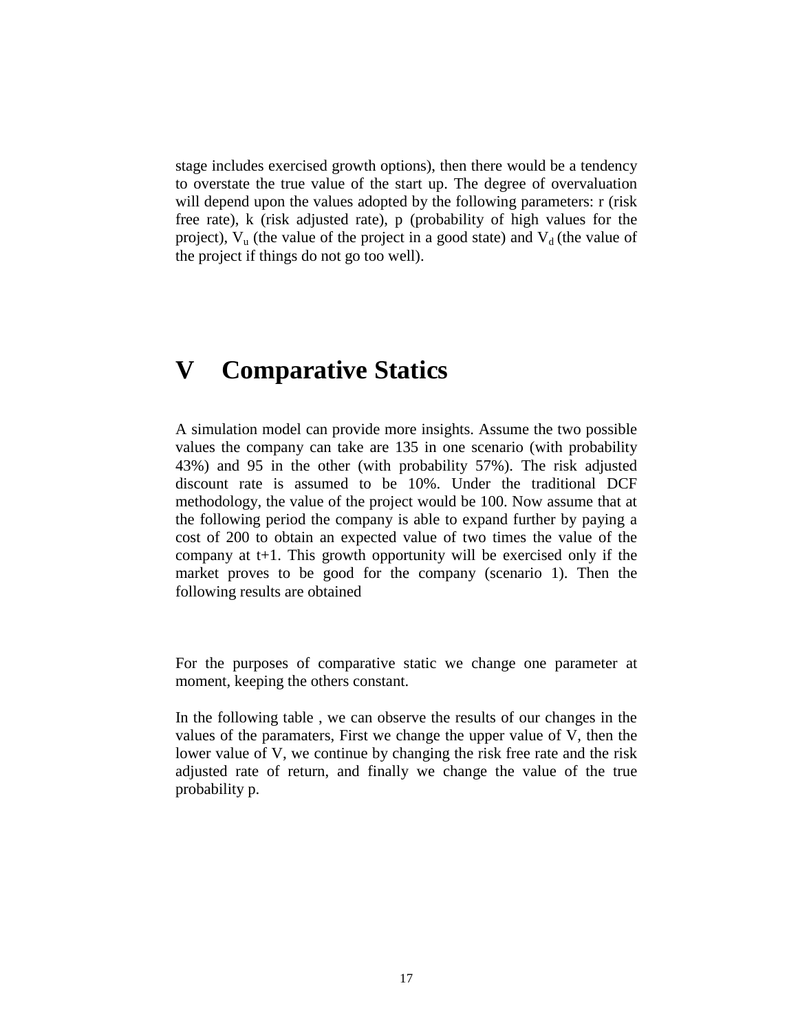stage includes exercised growth options), then there would be a tendency to overstate the true value of the start up. The degree of overvaluation will depend upon the values adopted by the following parameters: r (risk free rate), k (risk adjusted rate), p (probability of high values for the project), $V_u$ (the value of the project in a good state) and $V_d$ (the value of the project if things do not go too well).

# V Comparative Statics

A simulation model can provide more insights. Assume the two possible values the company can take are 135 in one scenario (with probability 43%) and 95 in the other (with probability 57%). The risk adjusted discount rate is assumed to be 10%. Under the traditional DCF methodology, the value of the project would be 100. Now assume that at the following period the company is able to expand further by paying a cost of 200 to obtain an expected value of two times the value of the company at t+1. This growth opportunity will be exercised only if the market proves to be good for the company (scenario 1). Then the following results are obtained

For the purposes of comparative static we change one parameter at moment, keeping the others constant.

In the following table , we can observe the results of our changes in the values of the paramaters, First we change the upper value of V, then the lower value of V, we continue by changing the risk free rate and the risk adjusted rate of return, and finally we change the value of the true probability p.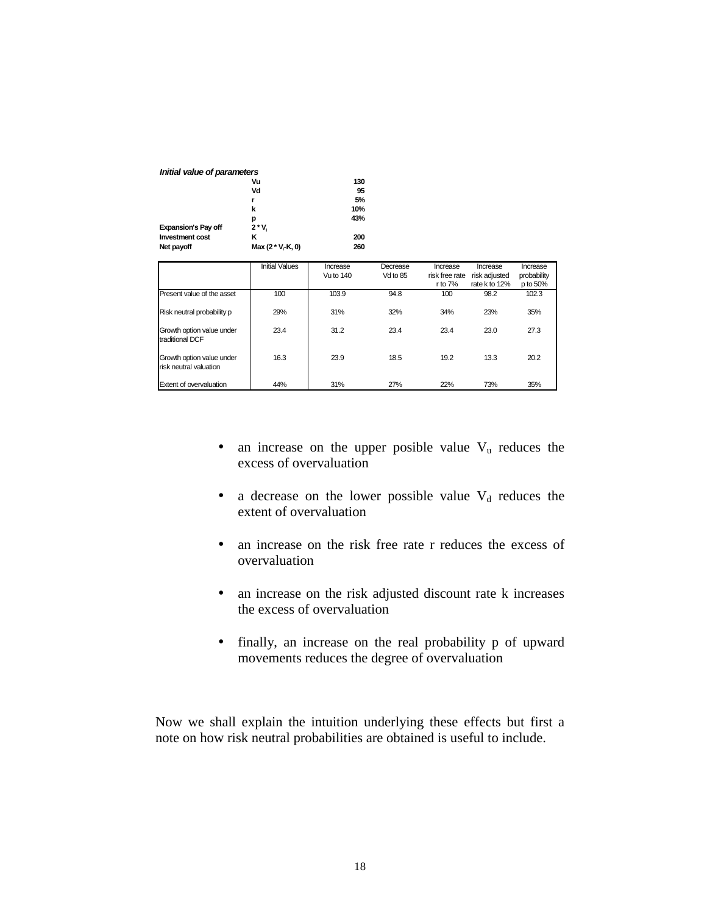***Initial value of parameters***

| | | |
|---|---|---|
| | **Vu** | **130** |
| | **Vd** | **95** |
| | **r** | **5%** |
| | **k** | **10%** |
| | **p** | **43%** |
| **Expansion's Pay off** | **2 * $V_i$** | |
| **Investment cost** | **K** | **200** |
| **Net payoff** | **Max (2 * $V_i$-K, 0)** | **260** |

| | Initial Values | Increase Vu to 140 | Decrease Vd to 85 | Increase risk free rate r to 7% | Increase risk adjusted rate k to 12% | Increase probability p to 50% |
|---|---|---|---|---|---|---|
| Present value of the asset | 100 | 103.9 | 94.8 | 100 | 98.2 | 102.3 |
| Risk neutral probability p | 29% | 31% | 32% | 34% | 23% | 35% |
| Growth option value under traditional DCF | 23.4 | 31.2 | 23.4 | 23.4 | 23.0 | 27.3 |
| Growth option value under risk neutral valuation | 16.3 | 23.9 | 18.5 | 19.2 | 13.3 | 20.2 |
| Extent of overvaluation | 44% | 31% | 27% | 22% | 73% | 35% |

- an increase on the upper posible value $V_u$ reduces the excess of overvaluation
- a decrease on the lower possible value $V_d$ reduces the extent of overvaluation
- an increase on the risk free rate r reduces the excess of overvaluation
- an increase on the risk adjusted discount rate k increases the excess of overvaluation
- finally, an increase on the real probability p of upward movements reduces the degree of overvaluation

Now we shall explain the intuition underlying these effects but first a note on how risk neutral probabilities are obtained is useful to include.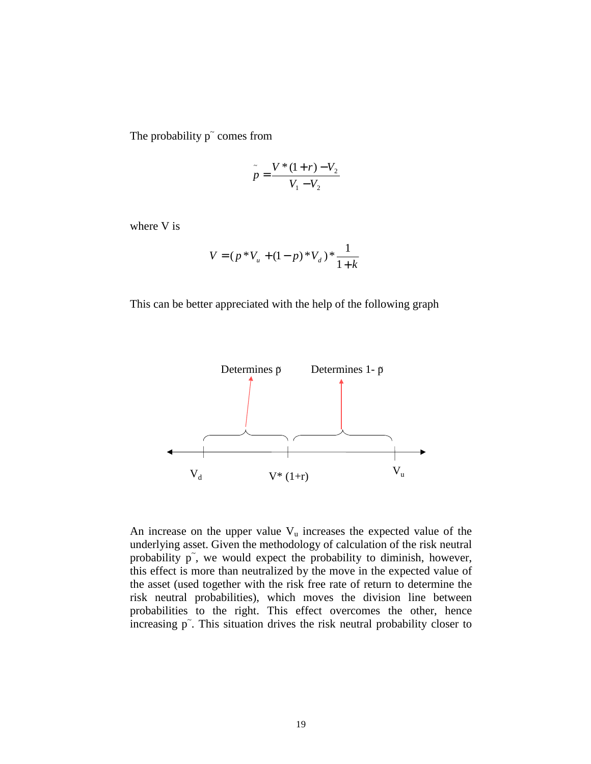The probability $\tilde{p}$ comes from

$$\tilde{p} = \frac{V*(1+r) - V_2}{V_1 - V_2}$$

where V is

$$V = (p*V_u + (1-p)*V_d)*\frac{1}{1+k}$$

This can be better appreciated with the help of the following graph

Determines $\tilde{p}$ Determines 1- $\tilde{p}$

$V_d$ $V*(1+r)$ $V_u$

An increase on the upper value $V_u$ increases the expected value of the underlying asset. Given the methodology of calculation of the risk neutral probability $\tilde{p}$, we would expect the probability to diminish, however, this effect is more than neutralized by the move in the expected value of the asset (used together with the risk free rate of return to determine the risk neutral probabilities), which moves the division line between probabilities to the right. This effect overcomes the other, hence increasing $\tilde{p}$. This situation drives the risk neutral probability closer to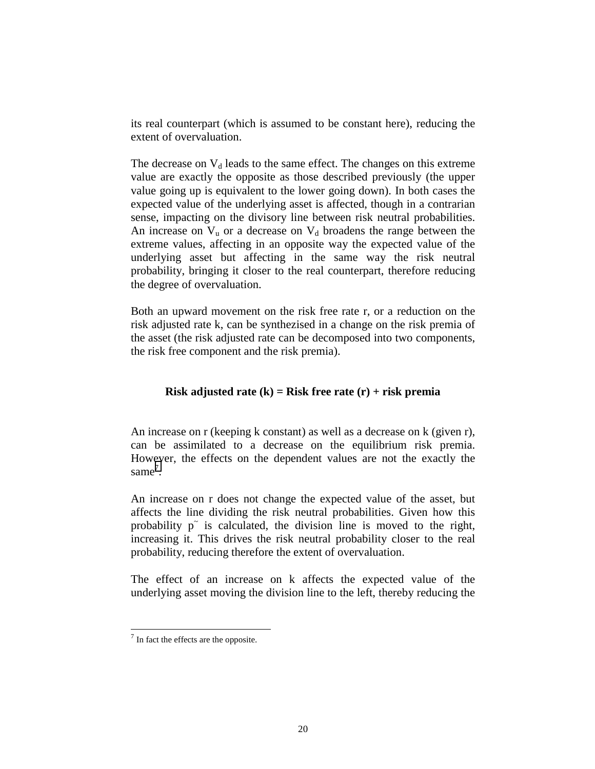its real counterpart (which is assumed to be constant here), reducing the extent of overvaluation.

The decrease on $V_d$ leads to the same effect. The changes on this extreme value are exactly the opposite as those described previously (the upper value going up is equivalent to the lower going down). In both cases the expected value of the underlying asset is affected, though in a contrarian sense, impacting on the divisory line between risk neutral probabilities. An increase on $V_u$ or a decrease on $V_d$ broadens the range between the extreme values, affecting in an opposite way the expected value of the underlying asset but affecting in the same way the risk neutral probability, bringing it closer to the real counterpart, therefore reducing the degree of overvaluation.

Both an upward movement on the risk free rate r, or a reduction on the risk adjusted rate k, can be synthezised in a change on the risk premia of the asset (the risk adjusted rate can be decomposed into two components, the risk free component and the risk premia).

**Risk adjusted rate (k) = Risk free rate (r) + risk premia**

An increase on r (keeping k constant) as well as a decrease on k (given r), can be assimilated to a decrease on the equilibrium risk premia. However, the effects on the dependent values are not the exactly the same[7].

An increase on r does not change the expected value of the asset, but affects the line dividing the risk neutral probabilities. Given how this probability $\tilde{p}$ is calculated, the division line is moved to the right, increasing it. This drives the risk neutral probability closer to the real probability, reducing therefore the extent of overvaluation.

The effect of an increase on k affects the expected value of the underlying asset moving the division line to the left, thereby reducing the

[7] In fact the effects are the opposite.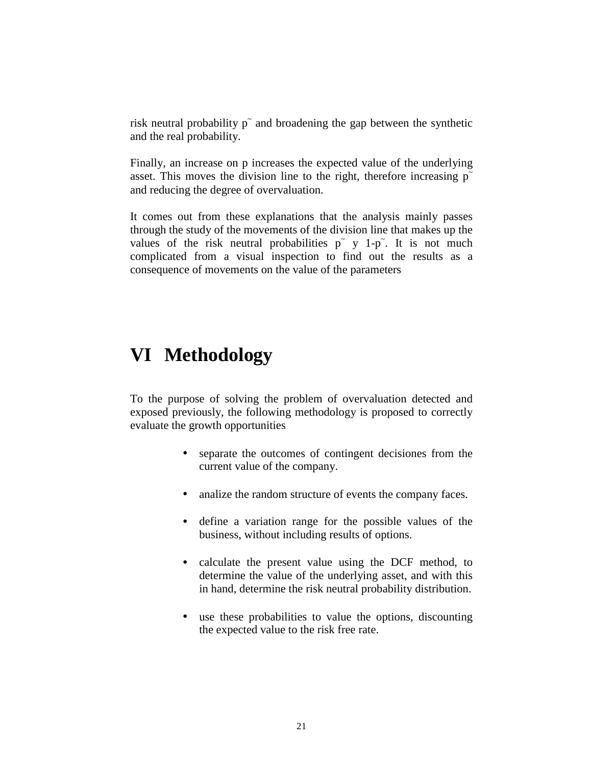risk neutral probability $\tilde{p}$ and broadening the gap between the synthetic and the real probability.

Finally, an increase on p increases the expected value of the underlying asset. This moves the division line to the right, therefore increasing $\tilde{p}$ and reducing the degree of overvaluation.

It comes out from these explanations that the analysis mainly passes through the study of the movements of the division line that makes up the values of the risk neutral probabilities $\tilde{p}$ y $1-\tilde{p}$. It is not much complicated from a visual inspection to find out the results as a consequence of movements on the value of the parameters

# VI Methodology

To the purpose of solving the problem of overvaluation detected and exposed previously, the following methodology is proposed to correctly evaluate the growth opportunities

- separate the outcomes of contingent decisiones from the current value of the company.
- analize the random structure of events the company faces.
- define a variation range for the possible values of the business, without including results of options.
- calculate the present value using the DCF method, to determine the value of the underlying asset, and with this in hand, determine the risk neutral probability distribution.
- use these probabilities to value the options, discounting the expected value to the risk free rate.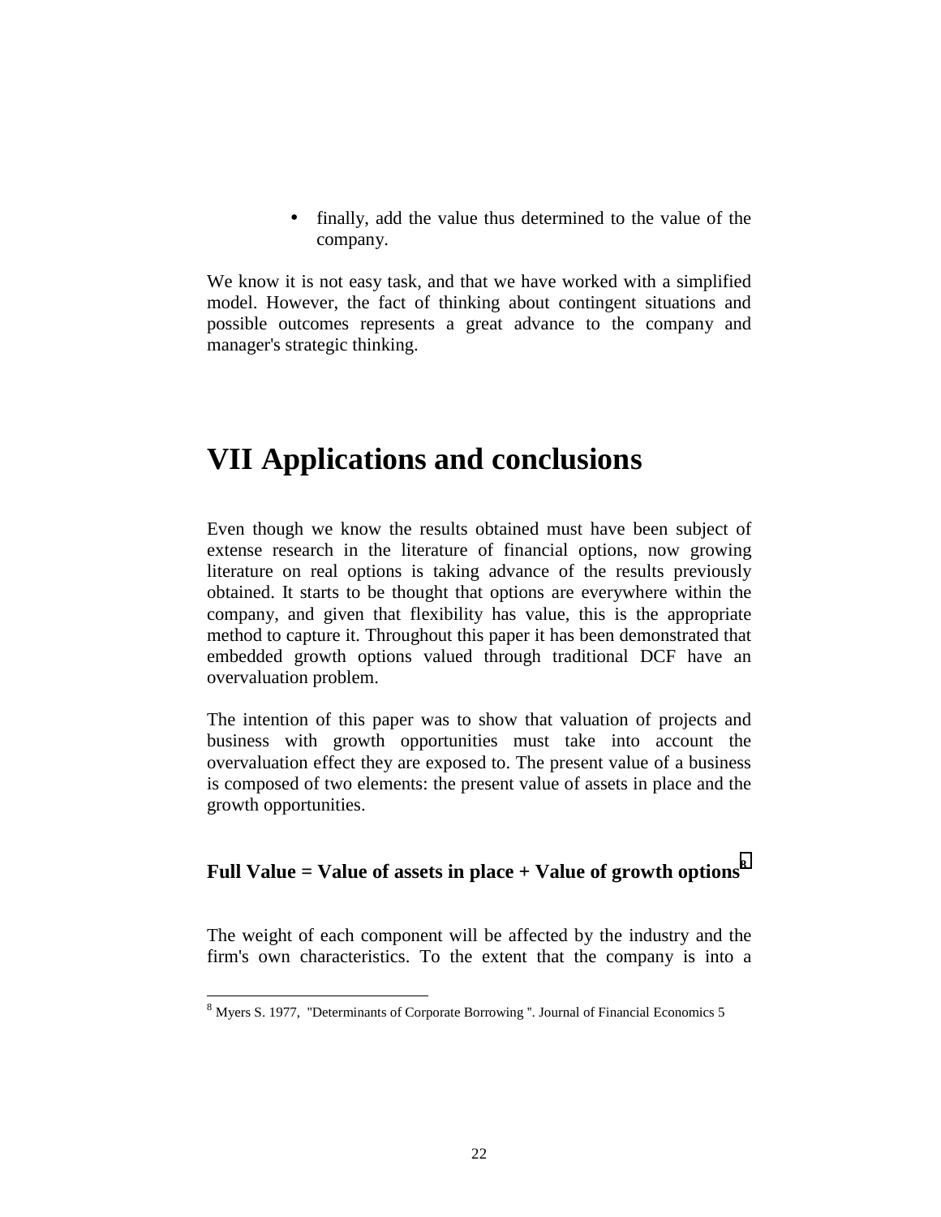- finally, add the value thus determined to the value of the company.

We know it is not easy task, and that we have worked with a simplified model. However, the fact of thinking about contingent situations and possible outcomes represents a great advance to the company and manager's strategic thinking.

# VII Applications and conclusions

Even though we know the results obtained must have been subject of extense research in the literature of financial options, now growing literature on real options is taking advance of the results previously obtained. It starts to be thought that options are everywhere within the company, and given that flexibility has value, this is the appropriate method to capture it. Throughout this paper it has been demonstrated that embedded growth options valued through traditional DCF have an overvaluation problem.

The intention of this paper was to show that valuation of projects and business with growth opportunities must take into account the overvaluation effect they are exposed to. The present value of a business is composed of two elements: the present value of assets in place and the growth opportunities.

**Full Value = Value of assets in place + Value of growth options**[8]

The weight of each component will be affected by the industry and the firm's own characteristics. To the extent that the company is into a

[8] Myers S. 1977, "Determinants of Corporate Borrowing ". Journal of Financial Economics 5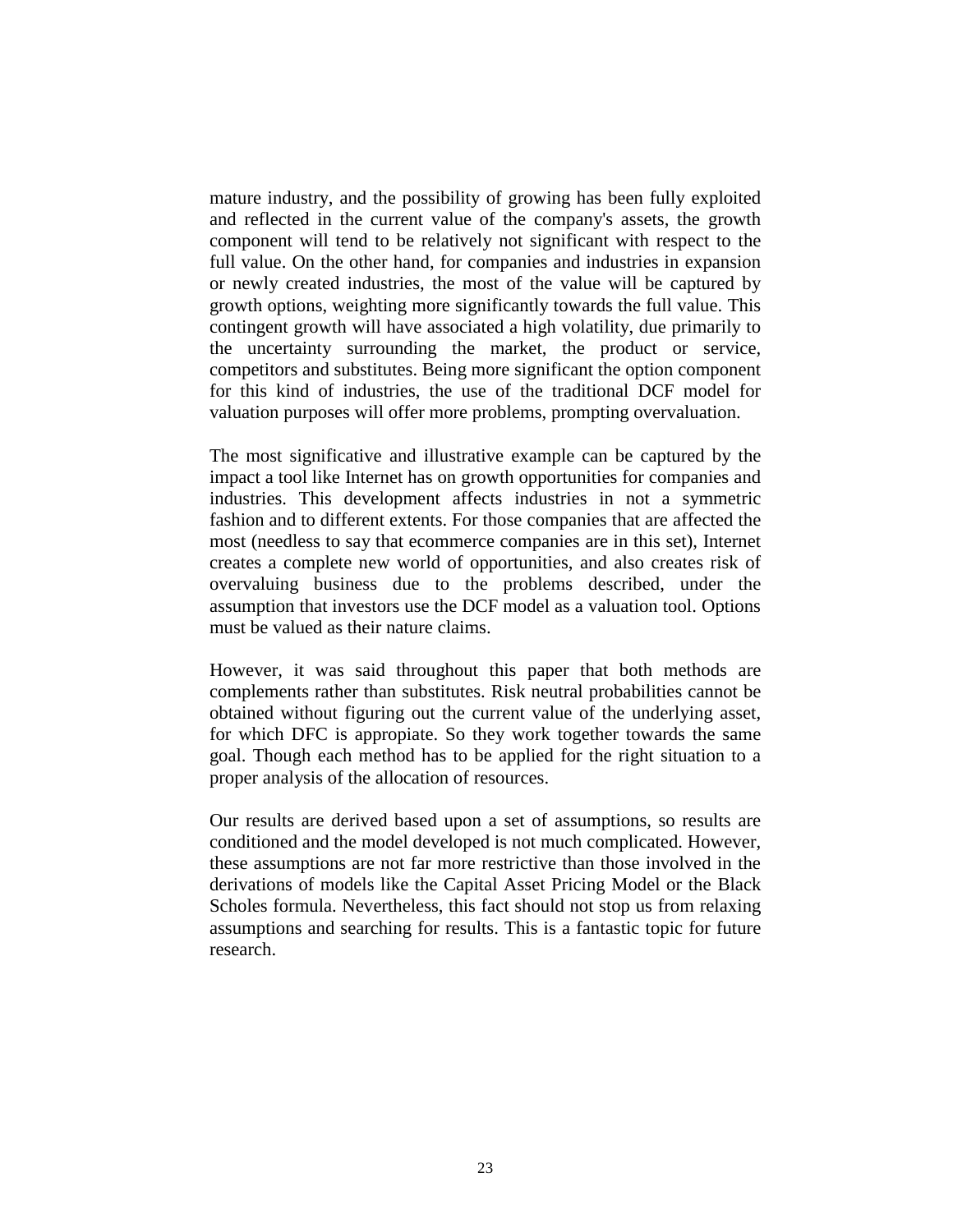mature industry, and the possibility of growing has been fully exploited and reflected in the current value of the company's assets, the growth component will tend to be relatively not significant with respect to the full value. On the other hand, for companies and industries in expansion or newly created industries, the most of the value will be captured by growth options, weighting more significantly towards the full value. This contingent growth will have associated a high volatility, due primarily to the uncertainty surrounding the market, the product or service, competitors and substitutes. Being more significant the option component for this kind of industries, the use of the traditional DCF model for valuation purposes will offer more problems, prompting overvaluation.

The most significative and illustrative example can be captured by the impact a tool like Internet has on growth opportunities for companies and industries. This development affects industries in not a symmetric fashion and to different extents. For those companies that are affected the most (needless to say that ecommerce companies are in this set), Internet creates a complete new world of opportunities, and also creates risk of overvaluing business due to the problems described, under the assumption that investors use the DCF model as a valuation tool. Options must be valued as their nature claims.

However, it was said throughout this paper that both methods are complements rather than substitutes. Risk neutral probabilities cannot be obtained without figuring out the current value of the underlying asset, for which DFC is appropiate. So they work together towards the same goal. Though each method has to be applied for the right situation to a proper analysis of the allocation of resources.

Our results are derived based upon a set of assumptions, so results are conditioned and the model developed is not much complicated. However, these assumptions are not far more restrictive than those involved in the derivations of models like the Capital Asset Pricing Model or the Black Scholes formula. Nevertheless, this fact should not stop us from relaxing assumptions and searching for results. This is a fantastic topic for future research.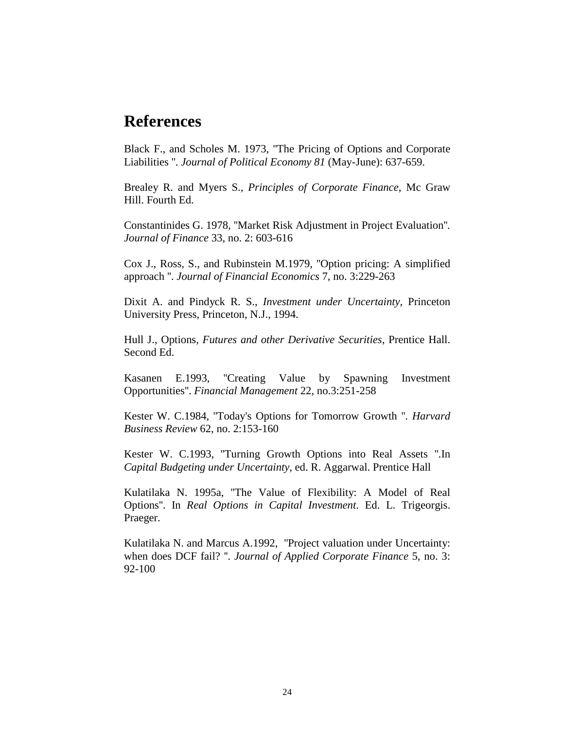## References

Black F., and Scholes M. 1973, "The Pricing of Options and Corporate Liabilities ". *Journal of Political Economy 81* (May-June): 637-659.

Brealey R. and Myers S., *Principles of Corporate Finance*, Mc Graw Hill. Fourth Ed.

Constantinides G. 1978, "Market Risk Adjustment in Project Evaluation". *Journal of Finance* 33, no. 2: 603-616

Cox J., Ross, S., and Rubinstein M.1979, "Option pricing: A simplified approach ". *Journal of Financial Economics* 7, no. 3:229-263

Dixit A. and Pindyck R. S., *Investment under Uncertainty*, Princeton University Press, Princeton, N.J., 1994.

Hull J., Options, *Futures and other Derivative Securities*, Prentice Hall. Second Ed.

Kasanen E.1993, "Creating Value by Spawning Investment Opportunities". *Financial Management* 22, no.3:251-258

Kester W. C.1984, "Today's Options for Tomorrow Growth ". *Harvard Business Review* 62, no. 2:153-160

Kester W. C.1993, "Turning Growth Options into Real Assets ".In *Capital Budgeting under Uncertainty*, ed. R. Aggarwal. Prentice Hall

Kulatilaka N. 1995a, "The Value of Flexibility: A Model of Real Options". In *Real Options in Capital Investment*. Ed. L. Trigeorgis. Praeger.

Kulatilaka N. and Marcus A.1992, "Project valuation under Uncertainty: when does DCF fail? ". *Journal of Applied Corporate Finance* 5, no. 3: 92-100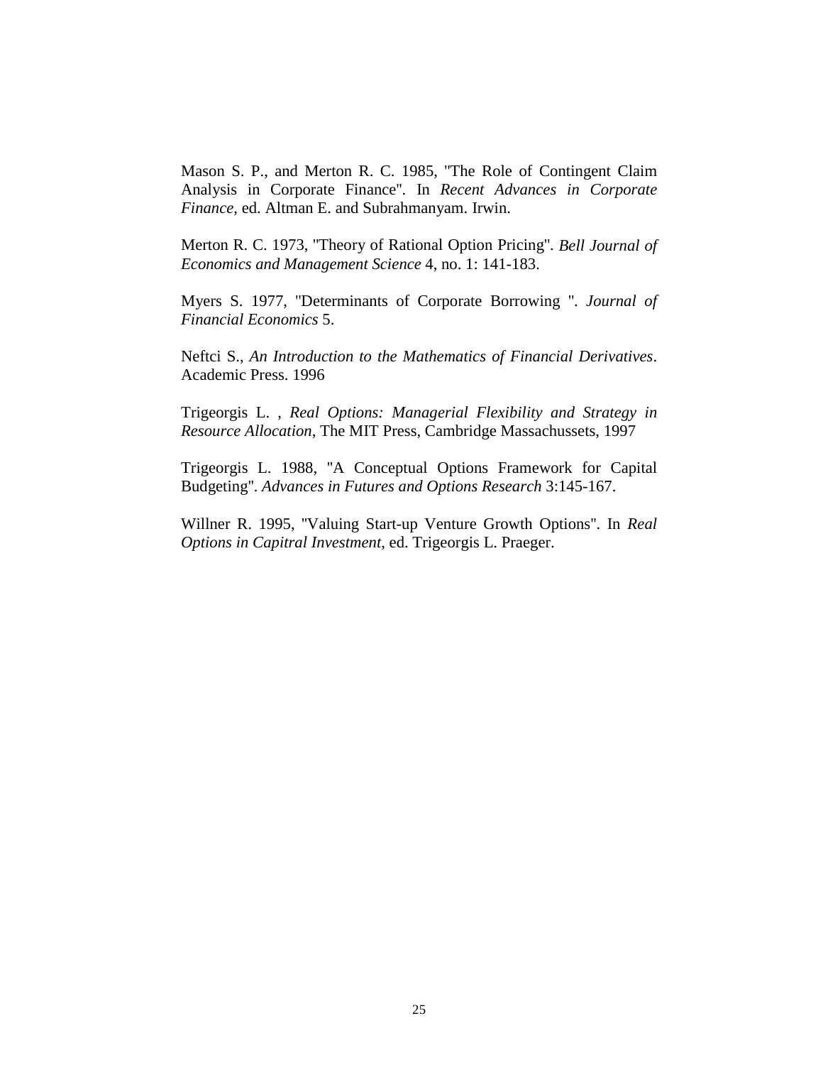Mason S. P., and Merton R. C. 1985, "The Role of Contingent Claim Analysis in Corporate Finance". In *Recent Advances in Corporate Finance*, ed. Altman E. and Subrahmanyam. Irwin.

Merton R. C. 1973, "Theory of Rational Option Pricing". *Bell Journal of Economics and Management Science* 4, no. 1: 141-183.

Myers S. 1977, "Determinants of Corporate Borrowing ". *Journal of Financial Economics* 5.

Neftci S., *An Introduction to the Mathematics of Financial Derivatives*. Academic Press. 1996

Trigeorgis L. , *Real Options: Managerial Flexibility and Strategy in Resource Allocation*, The MIT Press, Cambridge Massachussets, 1997

Trigeorgis L. 1988, "A Conceptual Options Framework for Capital Budgeting". *Advances in Futures and Options Research* 3:145-167.

Willner R. 1995, "Valuing Start-up Venture Growth Options". In *Real Options in Capitral Investment*, ed. Trigeorgis L. Praeger.